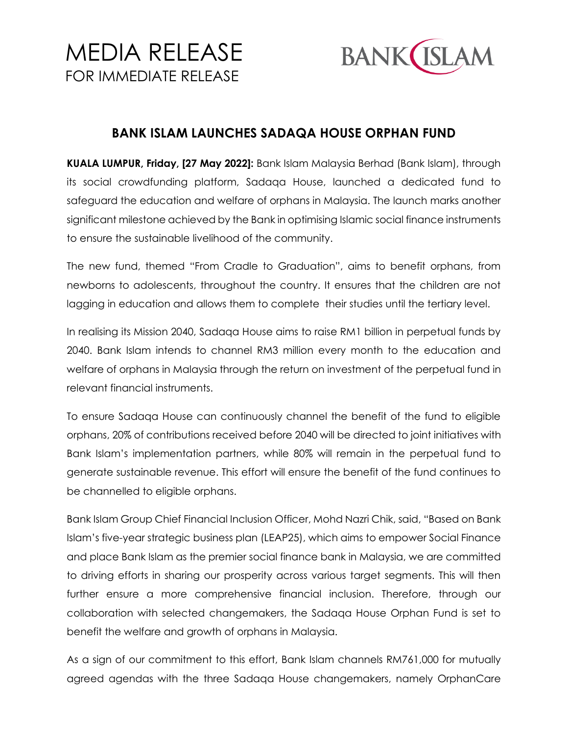# MEDIA RELEASE

FOR IMMEDIATE RELEASE

BANK ISLAM

## BANK ISLAM LAUNCHES SADAQA HOUSE ORPHAN FUND

**KUALA LUMPUR, Friday, [27 May 2022]:** Bank Islam Malaysia Berhad (Bank Islam), through its social crowdfunding platform, Sadaqa House, launched a dedicated fund to safeguard the education and welfare of orphans in Malaysia. The launch marks another significant milestone achieved by the Bank in optimising Islamic social finance instruments to ensure the sustainable livelihood of the community.

The new fund, themed "From Cradle to Graduation", aims to benefit orphans, from newborns to adolescents, throughout the country. It ensures that the children are not lagging in education and allows them to complete their studies until the tertiary level.

In realising its Mission 2040, Sadaqa House aims to raise RM1 billion in perpetual funds by 2040. Bank Islam intends to channel RM3 million every month to the education and welfare of orphans in Malaysia through the return on investment of the perpetual fund in relevant financial instruments.

To ensure Sadaqa House can continuously channel the benefit of the fund to eligible orphans, 20% of contributions received before 2040 will be directed to joint initiatives with Bank Islam's implementation partners, while 80% will remain in the perpetual fund to generate sustainable revenue. This effort will ensure the benefit of the fund continues to be channelled to eligible orphans.

Bank Islam Group Chief Financial Inclusion Officer, Mohd Nazri Chik, said, "Based on Bank Islam's five-year strategic business plan (LEAP25), which aims to empower Social Finance and place Bank Islam as the premier social finance bank in Malaysia, we are committed to driving efforts in sharing our prosperity across various target segments. This will then further ensure a more comprehensive financial inclusion. Therefore, through our collaboration with selected changemakers, the Sadaqa House Orphan Fund is set to benefit the welfare and growth of orphans in Malaysia.

As a sign of our commitment to this effort, Bank Islam channels RM761,000 for mutually agreed agendas with the three Sadaqa House changemakers, namely OrphanCare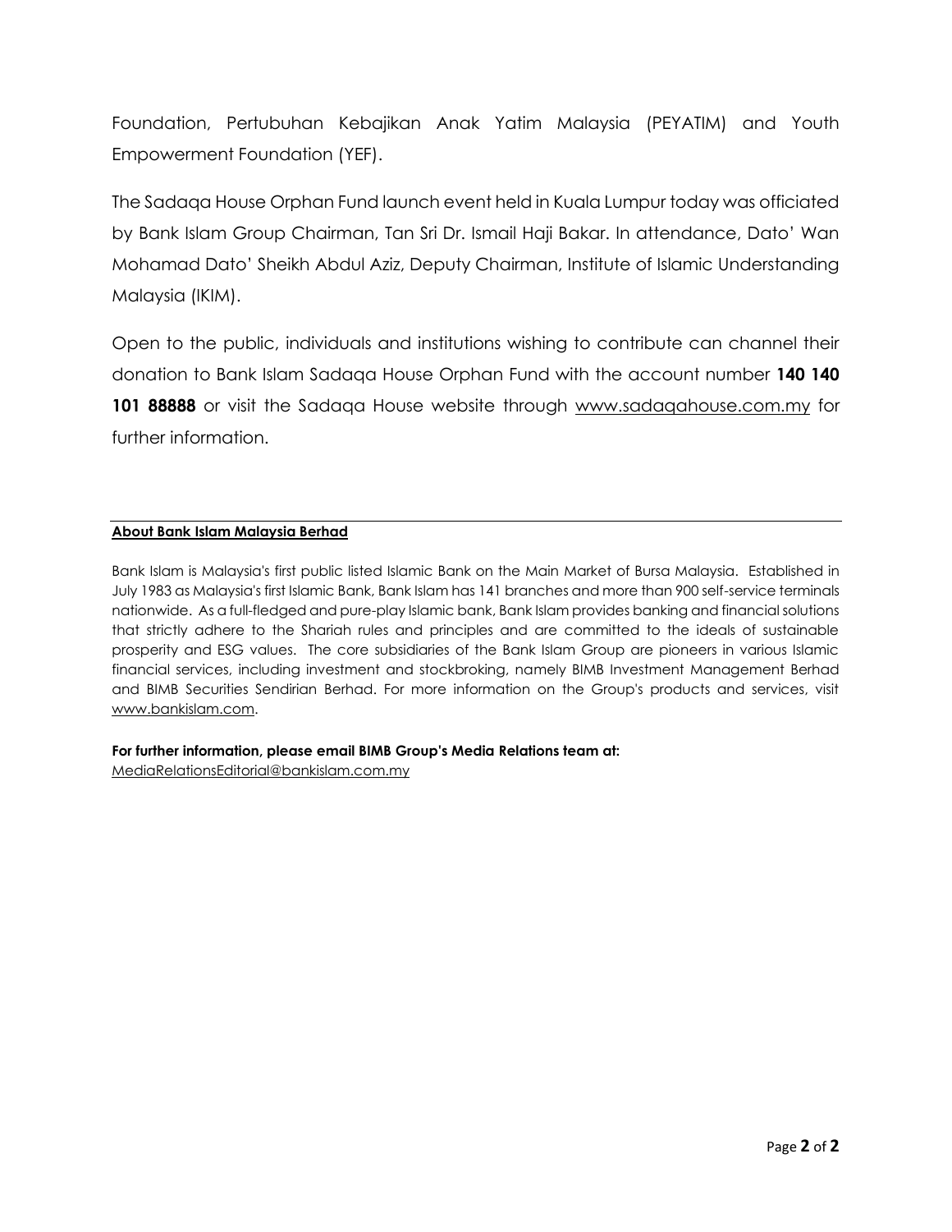Foundation, Pertubuhan Kebajikan Anak Yatim Malaysia (PEYATIM) and Youth Empowerment Foundation (YEF).

The Sadaqa House Orphan Fund launch event held in Kuala Lumpur today was officiated by Bank Islam Group Chairman, Tan Sri Dr. Ismail Haji Bakar. In attendance, Dato' Wan Mohamad Dato' Sheikh Abdul Aziz, Deputy Chairman, Institute of Islamic Understanding Malaysia (IKIM).

Open to the public, individuals and institutions wishing to contribute can channel their donation to Bank Islam Sadaqa House Orphan Fund with the account number **140 140 101 88888** or visit the Sadaqa House website through www.sadaqahouse.com.my for further information.

---

**About Bank Islam Malaysia Berhad**

Bank Islam is Malaysia's first public listed Islamic Bank on the Main Market of Bursa Malaysia. Established in July 1983 as Malaysia's first Islamic Bank, Bank Islam has 141 branches and more than 900 self-service terminals nationwide. As a full-fledged and pure-play Islamic bank, Bank Islam provides banking and financial solutions that strictly adhere to the Shariah rules and principles and are committed to the ideals of sustainable prosperity and ESG values. The core subsidiaries of the Bank Islam Group are pioneers in various Islamic financial services, including investment and stockbroking, namely BIMB Investment Management Berhad and BIMB Securities Sendirian Berhad. For more information on the Group's products and services, visit www.bankislam.com.

**For further information, please email BIMB Group's Media Relations team at:**
MediaRelationsEditorial@bankislam.com.my